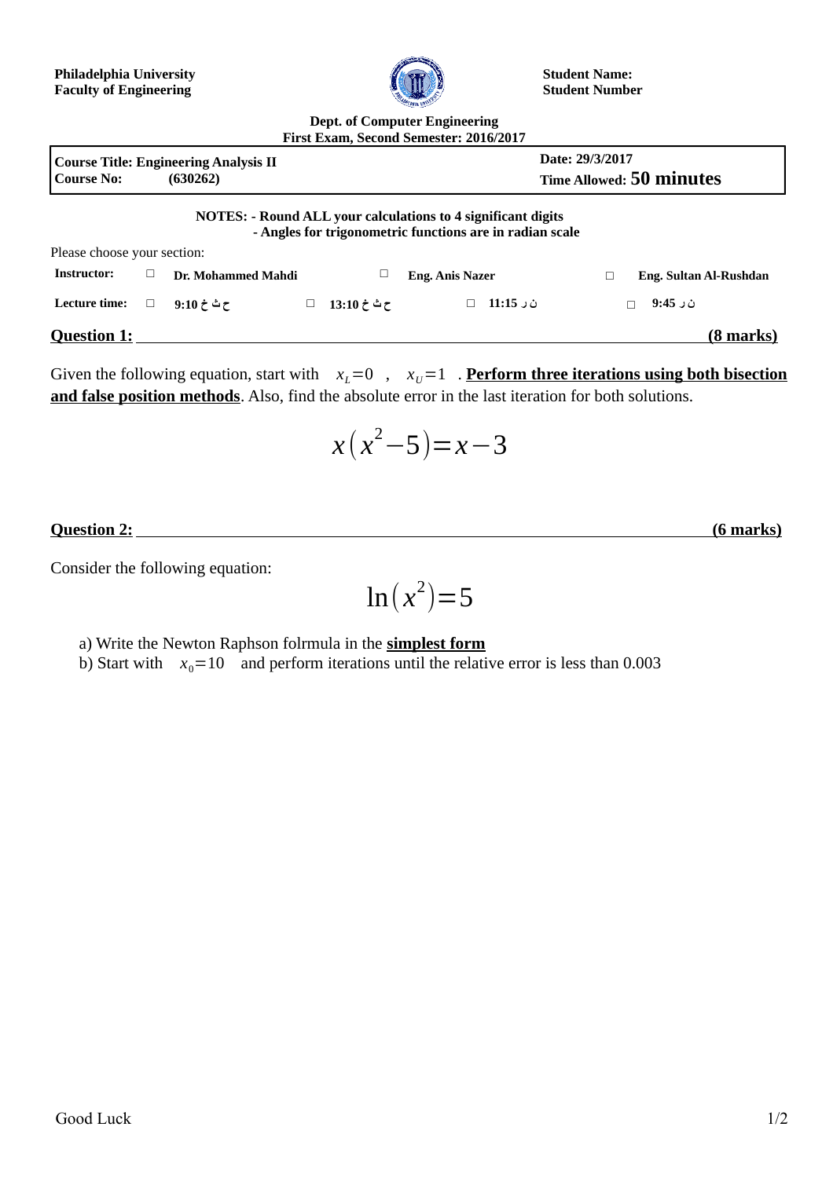**Philadelphia University**
**Faculty of Engineering**

**Student Name:**
**Student Number**

**Dept. of Computer Engineering**
**First Exam, Second Semester: 2016/2017**

| **Course Title: Engineering Analysis II** | **Date: 29/3/2017** |
|---|---|
| **Course No: (630262)** | **Time Allowed: 50 minutes** |

**NOTES: - Round ALL your calculations to 4 significant digits**
**- Angles for trigonometric functions are in radian scale**

Please choose your section:

| **Instructor:** | □ **Dr. Mohammed Mahdi** | □ **Eng. Anis Nazer** | □ **Eng. Sultan Al-Rushdan** |
|---|---|---|---|
| **Lecture time:** | □ **9:10 ح ث خ** □ **13:10 ح ث خ** | □ **11:15 ن ر** | □ **9:45 ن ر** |

## Question 1: (8 marks)

Given the following equation, start with $x_L = 0$ , $x_U = 1$ . **Perform three iterations using both bisection and false position methods**. Also, find the absolute error in the last iteration for both solutions.

$$x(x^2 - 5) = x - 3$$

## Question 2: (6 marks)

Consider the following equation:

$$\ln(x^2) = 5$$

a) Write the Newton Raphson folrmula in the **simplest form**

b) Start with $x_0 = 10$ and perform iterations until the relative error is less than 0.003

Good Luck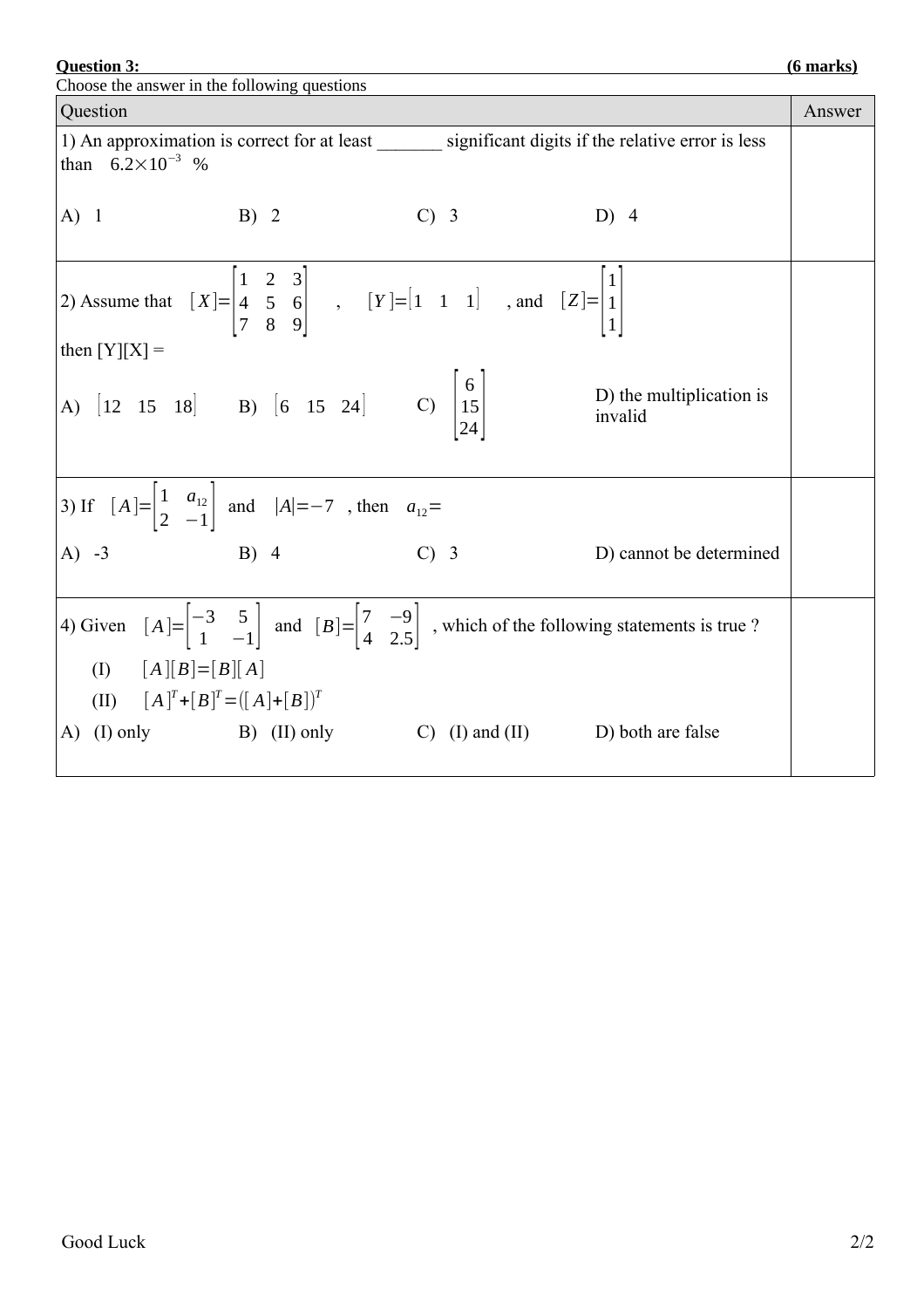**Question 3:** **(6 marks)**

Choose the answer in the following questions

| Question | Answer |
|---|---|
| 1) An approximation is correct for at least _______ significant digits if the relative error is less than $6.2\times10^{-3}$ % <br><br> A) 1 &nbsp;&nbsp;&nbsp;&nbsp; B) 2 &nbsp;&nbsp;&nbsp;&nbsp; C) 3 &nbsp;&nbsp;&nbsp;&nbsp; D) 4 | |
| 2) Assume that $[X]=\begin{bmatrix}1 & 2 & 3\\4 & 5 & 6\\7 & 8 & 9\end{bmatrix}$ , $[Y]=[1 \quad 1 \quad 1]$ , and $[Z]=\begin{bmatrix}1\\1\\1\end{bmatrix}$ <br> then [Y][X] = <br><br> A) $[12 \quad 15 \quad 18]$ &nbsp;&nbsp;&nbsp;&nbsp; B) $[6 \quad 15 \quad 24]$ &nbsp;&nbsp;&nbsp;&nbsp; C) $\begin{bmatrix}6\\15\\24\end{bmatrix}$ &nbsp;&nbsp;&nbsp;&nbsp; D) the multiplication is invalid | |
| 3) If $[A]=\begin{bmatrix}1 & a_{12}\\2 & -1\end{bmatrix}$ and $\lvert A\rvert=-7$ , then $a_{12}=$ <br><br> A) -3 &nbsp;&nbsp;&nbsp;&nbsp; B) 4 &nbsp;&nbsp;&nbsp;&nbsp; C) 3 &nbsp;&nbsp;&nbsp;&nbsp; D) cannot be determined | |
| 4) Given $[A]=\begin{bmatrix}-3 & 5\\1 & -1\end{bmatrix}$ and $[B]=\begin{bmatrix}7 & -9\\4 & 2.5\end{bmatrix}$ , which of the following statements is true ? <br> (I) $[A][B]=[B][A]$ <br> (II) $[A]^T+[B]^T=([A]+[B])^T$ <br> A) (I) only &nbsp;&nbsp;&nbsp;&nbsp; B) (II) only &nbsp;&nbsp;&nbsp;&nbsp; C) (I) and (II) &nbsp;&nbsp;&nbsp;&nbsp; D) both are false | |

Good Luck